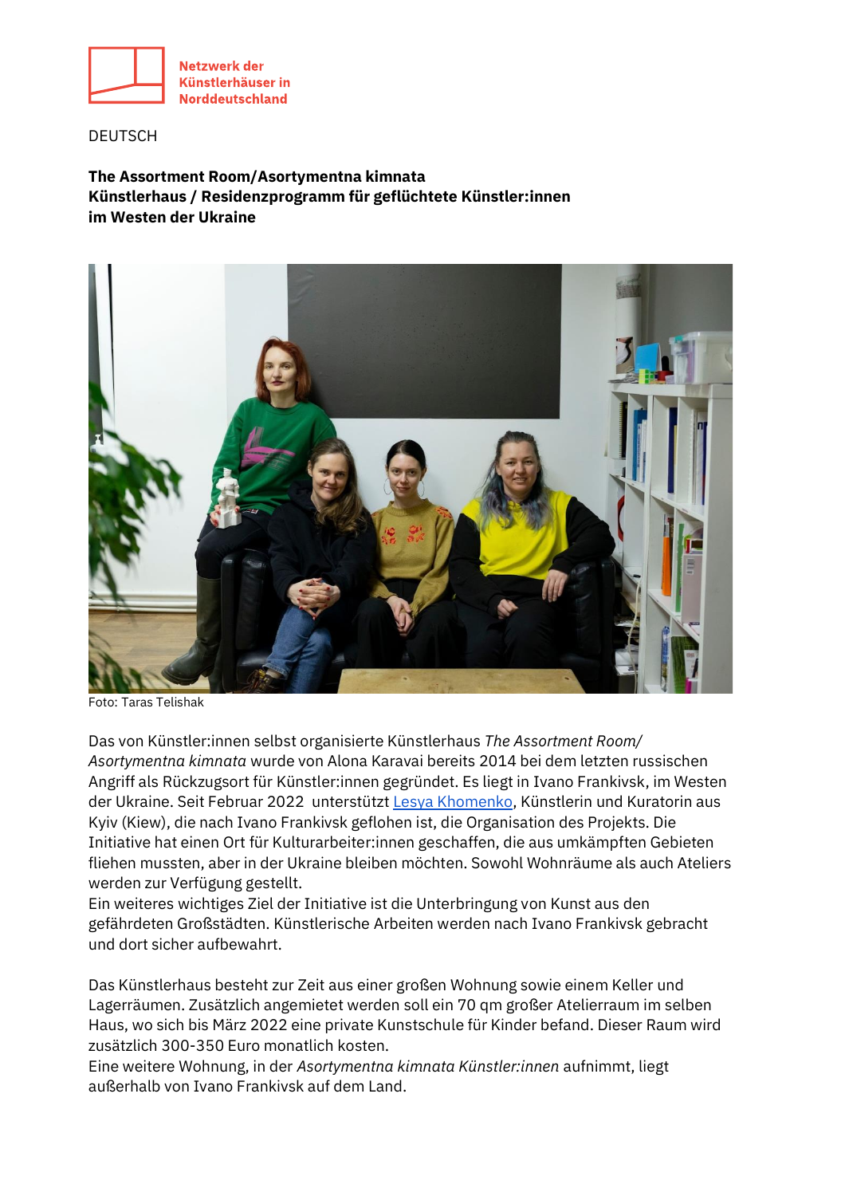Netzwerk der Künstlerhäuser in Norddeutschland

DEUTSCH

**The Assortment Room/Asortymentna kimnata**
**Künstlerhaus / Residenzprogramm für geflüchtete Künstler:innen im Westen der Ukraine**

Foto: Taras Telishak

Das von Künstler:innen selbst organisierte Künstlerhaus *The Assortment Room/ Asortymentna kimnata* wurde von Alona Karavai bereits 2014 bei dem letzten russischen Angriff als Rückzugsort für Künstler:innen gegründet. Es liegt in Ivano Frankivsk, im Westen der Ukraine. Seit Februar 2022 unterstützt Lesya Khomenko, Künstlerin und Kuratorin aus Kyiv (Kiew), die nach Ivano Frankivsk geflohen ist, die Organisation des Projekts. Die Initiative hat einen Ort für Kulturarbeiter:innen geschaffen, die aus umkämpften Gebieten fliehen mussten, aber in der Ukraine bleiben möchten. Sowohl Wohnräume als auch Ateliers werden zur Verfügung gestellt.
Ein weiteres wichtiges Ziel der Initiative ist die Unterbringung von Kunst aus den gefährdeten Großstädten. Künstlerische Arbeiten werden nach Ivano Frankivsk gebracht und dort sicher aufbewahrt.

Das Künstlerhaus besteht zur Zeit aus einer großen Wohnung sowie einem Keller und Lagerräumen. Zusätzlich angemietet werden soll ein 70 qm großer Atelierraum im selben Haus, wo sich bis März 2022 eine private Kunstschule für Kinder befand. Dieser Raum wird zusätzlich 300-350 Euro monatlich kosten.
Eine weitere Wohnung, in der *Asortymentna kimnata Künstler:innen* aufnimmt, liegt außerhalb von Ivano Frankivsk auf dem Land.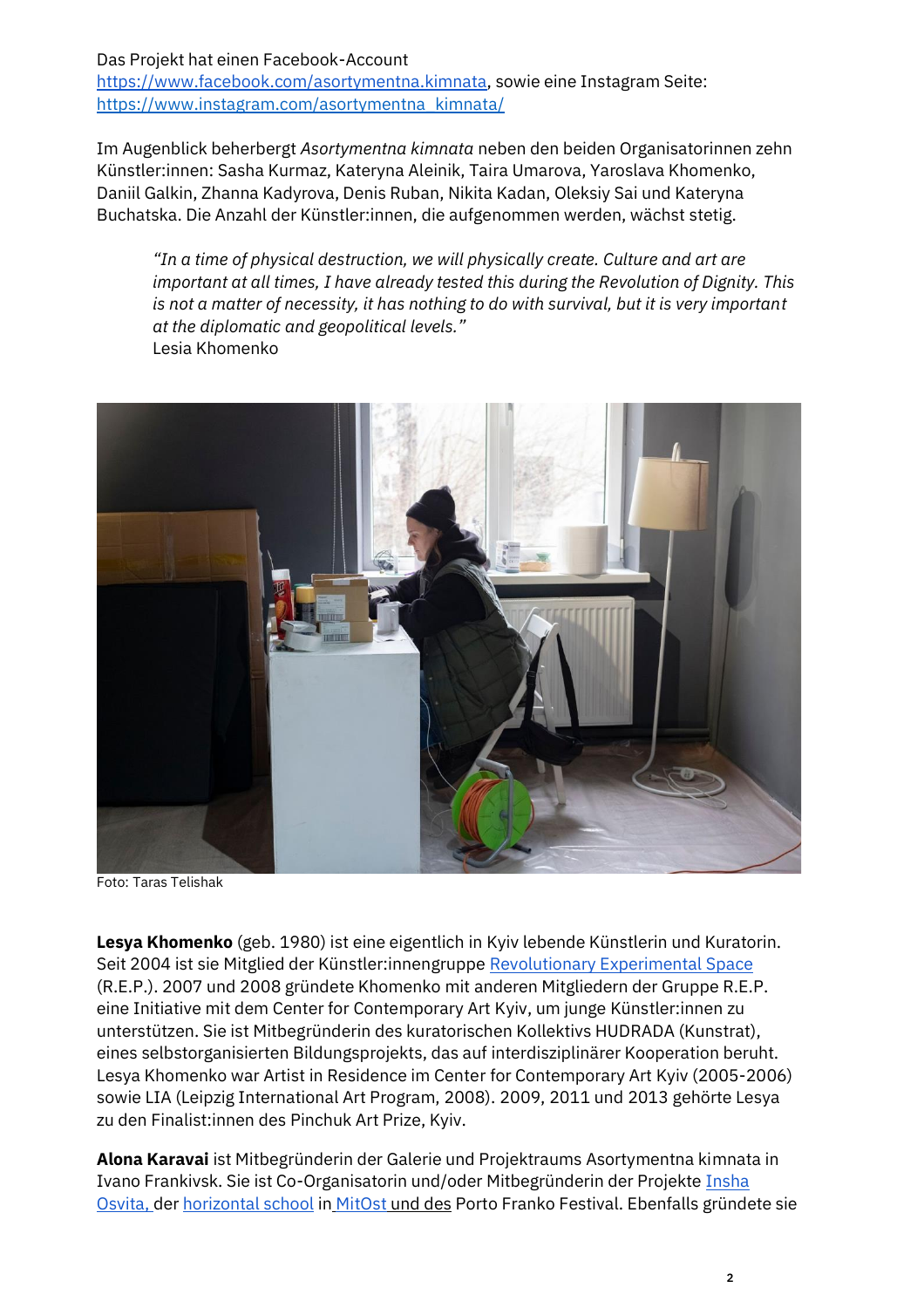Das Projekt hat einen Facebook-Account
[https://www.facebook.com/asortymentna.kimnata](https://www.facebook.com/asortymentna.kimnata), sowie eine Instagram Seite:
[https://www.instagram.com/asortymentna_kimnata/](https://www.instagram.com/asortymentna_kimnata/)

Im Augenblick beherbergt *Asortymentna kimnata* neben den beiden Organisatorinnen zehn Künstler:innen: Sasha Kurmaz, Kateryna Aleinik, Taira Umarova, Yaroslava Khomenko, Daniil Galkin, Zhanna Kadyrova, Denis Ruban, Nikita Kadan, Oleksiy Sai und Kateryna Buchatska. Die Anzahl der Künstler:innen, die aufgenommen werden, wächst stetig.

> *"In a time of physical destruction, we will physically create. Culture and art are important at all times, I have already tested this during the Revolution of Dignity. This is not a matter of necessity, it has nothing to do with survival, but it is very important at the diplomatic and geopolitical levels."*
> Lesia Khomenko

Foto: Taras Telishak

**Lesya Khomenko** (geb. 1980) ist eine eigentlich in Kyiv lebende Künstlerin und Kuratorin. Seit 2004 ist sie Mitglied der Künstler:innengruppe Revolutionary Experimental Space (R.E.P.). 2007 und 2008 gründete Khomenko mit anderen Mitgliedern der Gruppe R.E.P. eine Initiative mit dem Center for Contemporary Art Kyiv, um junge Künstler:innen zu unterstützen. Sie ist Mitbegründerin des kuratorischen Kollektivs HUDRADA (Kunstrat), eines selbstorganisierten Bildungsprojekts, das auf interdisziplinärer Kooperation beruht. Lesya Khomenko war Artist in Residence im Center for Contemporary Art Kyiv (2005-2006) sowie LIA (Leipzig International Art Program, 2008). 2009, 2011 und 2013 gehörte Lesya zu den Finalist:innen des Pinchuk Art Prize, Kyiv.

**Alona Karavai** ist Mitbegründerin der Galerie und Projektraums Asortymentna kimnata in Ivano Frankivsk. Sie ist Co-Organisatorin und/oder Mitbegründerin der Projekte Insha Osvita, der horizontal school in MitOst und des Porto Franko Festival. Ebenfalls gründete sie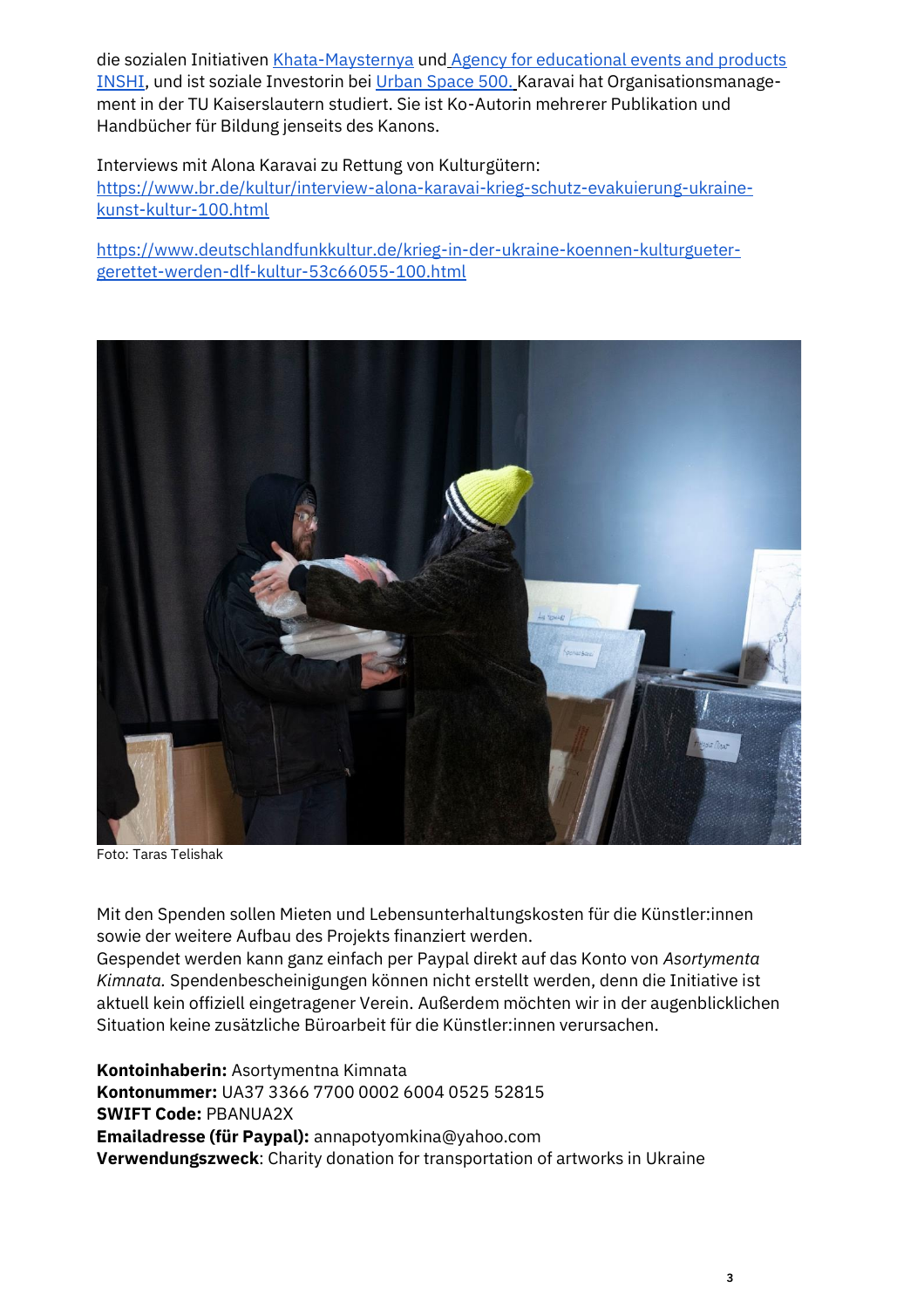die sozialen Initiativen [Khata-Maysternya](#) und [Agency for educational events and products INSHI](#), und ist soziale Investorin bei [Urban Space 500.](#) Karavai hat Organisationsmanagement in der TU Kaiserslautern studiert. Sie ist Ko-Autorin mehrerer Publikation und Handbücher für Bildung jenseits des Kanons.

Interviews mit Alona Karavai zu Rettung von Kulturgütern:
https://www.br.de/kultur/interview-alona-karavai-krieg-schutz-evakuierung-ukraine-kunst-kultur-100.html

https://www.deutschlandfunkkultur.de/krieg-in-der-ukraine-koennen-kulturgueter-gerettet-werden-dlf-kultur-53c66055-100.html

Foto: Taras Telishak

Mit den Spenden sollen Mieten und Lebensunterhaltungskosten für die Künstler:innen sowie der weitere Aufbau des Projekts finanziert werden.
Gespendet werden kann ganz einfach per Paypal direkt auf das Konto von *Asortymenta Kimnata.* Spendenbescheinigungen können nicht erstellt werden, denn die Initiative ist aktuell kein offiziell eingetragener Verein. Außerdem möchten wir in der augenblicklichen Situation keine zusätzliche Büroarbeit für die Künstler:innen verursachen.

**Kontoinhaberin:** Asortymentna Kimnata
**Kontonummer:** UA37 3366 7700 0002 6004 0525 52815
**SWIFT Code:** PBANUA2X
**Emailadresse (für Paypal):** annapotyomkina@yahoo.com
**Verwendungszweck**: Charity donation for transportation of artworks in Ukraine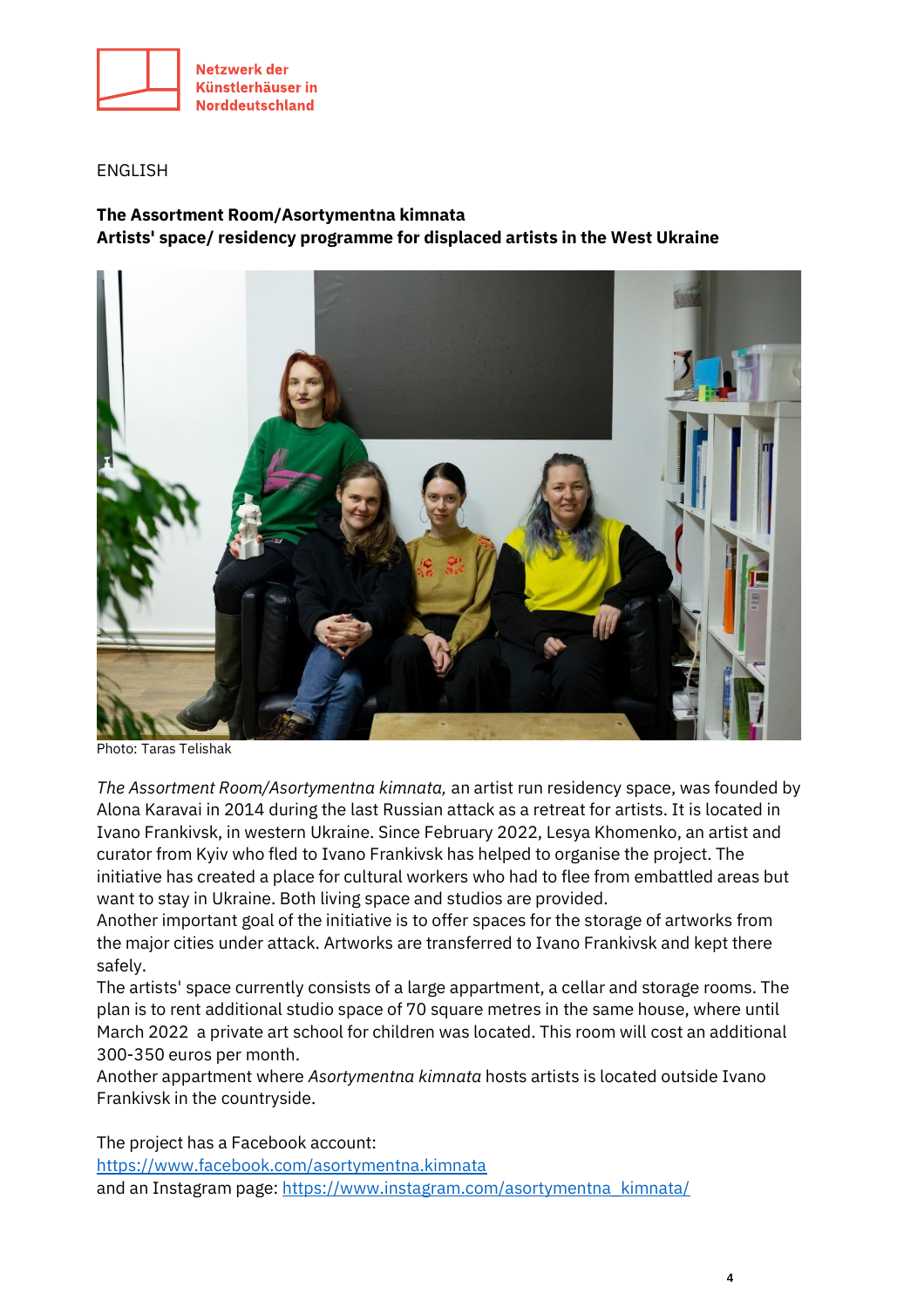Netzwerk der Künstlerhäuser in Norddeutschland

ENGLISH

**The Assortment Room/Asortymentna kimnata**
**Artists' space/ residency programme for displaced artists in the West Ukraine**

Photo: Taras Telishak

*The Assortment Room/Asortymentna kimnata,* an artist run residency space, was founded by Alona Karavai in 2014 during the last Russian attack as a retreat for artists. It is located in Ivano Frankivsk, in western Ukraine. Since February 2022, Lesya Khomenko, an artist and curator from Kyiv who fled to Ivano Frankivsk has helped to organise the project. The initiative has created a place for cultural workers who had to flee from embattled areas but want to stay in Ukraine. Both living space and studios are provided.
Another important goal of the initiative is to offer spaces for the storage of artworks from the major cities under attack. Artworks are transferred to Ivano Frankivsk and kept there safely.
The artists' space currently consists of a large appartment, a cellar and storage rooms. The plan is to rent additional studio space of 70 square metres in the same house, where until March 2022 a private art school for children was located. This room will cost an additional 300-350 euros per month.
Another appartment where *Asortymentna kimnata* hosts artists is located outside Ivano Frankivsk in the countryside.

The project has a Facebook account:
https://www.facebook.com/asortymentna.kimnata
and an Instagram page: https://www.instagram.com/asortymentna_kimnata/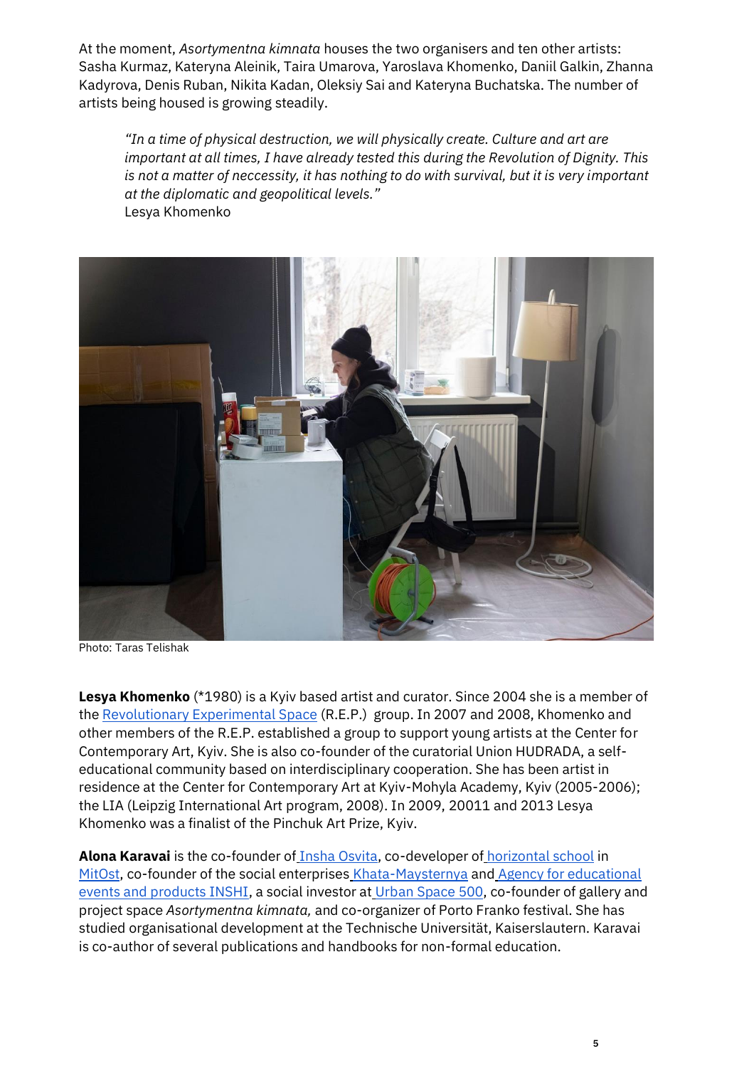At the moment, *Asortymentna kimnata* houses the two organisers and ten other artists: Sasha Kurmaz, Kateryna Aleinik, Taira Umarova, Yaroslava Khomenko, Daniil Galkin, Zhanna Kadyrova, Denis Ruban, Nikita Kadan, Oleksiy Sai and Kateryna Buchatska. The number of artists being housed is growing steadily.

> *"In a time of physical destruction, we will physically create. Culture and art are important at all times, I have already tested this during the Revolution of Dignity. This is not a matter of neccessity, it has nothing to do with survival, but it is very important at the diplomatic and geopolitical levels."*
> Lesya Khomenko

Photo: Taras Telishak

**Lesya Khomenko** (*1980) is a Kyiv based artist and curator. Since 2004 she is a member of the Revolutionary Experimental Space (R.E.P.) group. In 2007 and 2008, Khomenko and other members of the R.E.P. established a group to support young artists at the Center for Contemporary Art, Kyiv. She is also co-founder of the curatorial Union HUDRADA, a self-educational community based on interdisciplinary cooperation. She has been artist in residence at the Center for Contemporary Art at Kyiv-Mohyla Academy, Kyiv (2005-2006); the LIA (Leipzig International Art program, 2008). In 2009, 20011 and 2013 Lesya Khomenko was a finalist of the Pinchuk Art Prize, Kyiv.

**Alona Karavai** is the co-founder of Insha Osvita, co-developer of horizontal school in MitOst, co-founder of the social enterprises Khata-Maysternya and Agency for educational events and products INSHI, a social investor at Urban Space 500, co-founder of gallery and project space *Asortymentna kimnata,* and co-organizer of Porto Franko festival. She has studied organisational development at the Technische Universität, Kaiserslautern. Karavai is co-author of several publications and handbooks for non-formal education.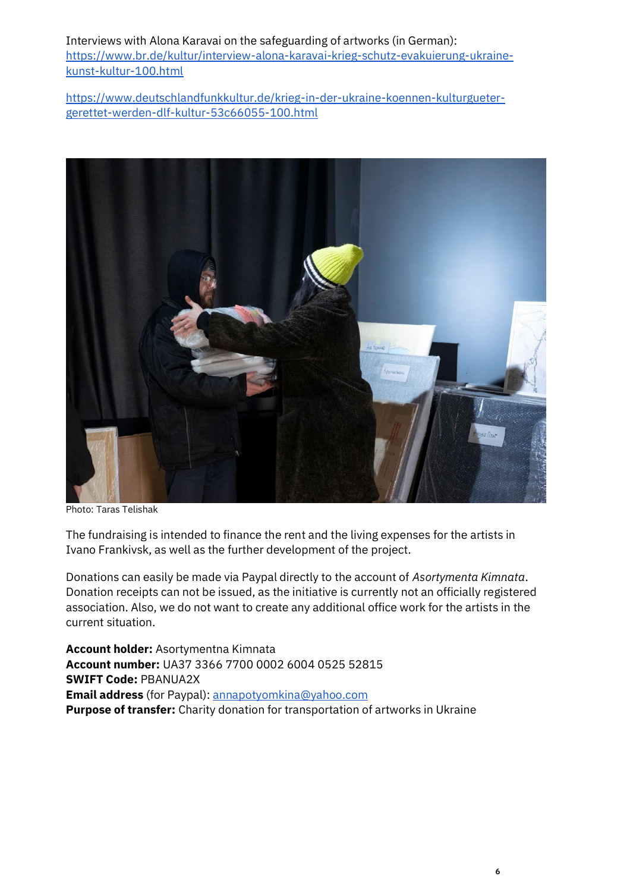Interviews with Alona Karavai on the safeguarding of artworks (in German):
https://www.br.de/kultur/interview-alona-karavai-krieg-schutz-evakuierung-ukraine-kunst-kultur-100.html

https://www.deutschlandfunkkultur.de/krieg-in-der-ukraine-koennen-kulturgueter-gerettet-werden-dlf-kultur-53c66055-100.html

Photo: Taras Telishak

The fundraising is intended to finance the rent and the living expenses for the artists in Ivano Frankivsk, as well as the further development of the project.

Donations can easily be made via Paypal directly to the account of *Asortymenta Kimnata*. Donation receipts can not be issued, as the initiative is currently not an officially registered association. Also, we do not want to create any additional office work for the artists in the current situation.

**Account holder:** Asortymentna Kimnata
**Account number:** UA37 3366 7700 0002 6004 0525 52815
**SWIFT Code:** PBANUA2X
**Email address** (for Paypal): annapotyomkina@yahoo.com
**Purpose of transfer:** Charity donation for transportation of artworks in Ukraine